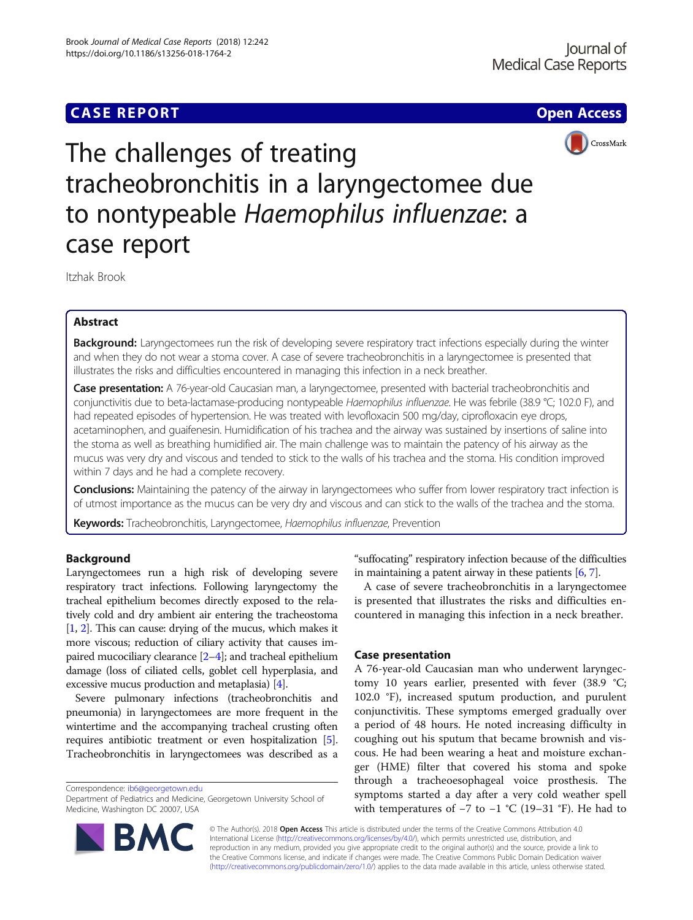CASE REPORT

Open Access

# The challenges of treating tracheobronchitis in a laryngectomee due to nontypeable *Haemophilus influenzae*: a case report

Itzhak Brook

## Abstract

**Background:** Laryngectomees run the risk of developing severe respiratory tract infections especially during the winter and when they do not wear a stoma cover. A case of severe tracheobronchitis in a laryngectomee is presented that illustrates the risks and difficulties encountered in managing this infection in a neck breather.

**Case presentation:** A 76-year-old Caucasian man, a laryngectomee, presented with bacterial tracheobronchitis and conjunctivitis due to beta-lactamase-producing nontypeable *Haemophilus influenzae*. He was febrile (38.9 °C; 102.0 F), and had repeated episodes of hypertension. He was treated with levofloxacin 500 mg/day, ciprofloxacin eye drops, acetaminophen, and guaifenesin. Humidification of his trachea and the airway was sustained by insertions of saline into the stoma as well as breathing humidified air. The main challenge was to maintain the patency of his airway as the mucus was very dry and viscous and tended to stick to the walls of his trachea and the stoma. His condition improved within 7 days and he had a complete recovery.

**Conclusions:** Maintaining the patency of the airway in laryngectomees who suffer from lower respiratory tract infection is of utmost importance as the mucus can be very dry and viscous and can stick to the walls of the trachea and the stoma.

**Keywords:** Tracheobronchitis, Laryngectomee, *Haemophilus influenzae*, Prevention

## Background

Laryngectomees run a high risk of developing severe respiratory tract infections. Following laryngectomy the tracheal epithelium becomes directly exposed to the relatively cold and dry ambient air entering the tracheostoma [1, 2]. This can cause: drying of the mucus, which makes it more viscous; reduction of ciliary activity that causes impaired mucociliary clearance [2–4]; and tracheal epithelium damage (loss of ciliated cells, goblet cell hyperplasia, and excessive mucus production and metaplasia) [4].

Severe pulmonary infections (tracheobronchitis and pneumonia) in laryngectomees are more frequent in the wintertime and the accompanying tracheal crusting often requires antibiotic treatment or even hospitalization [5]. Tracheobronchitis in laryngectomees was described as a "suffocating" respiratory infection because of the difficulties in maintaining a patent airway in these patients [6, 7].

A case of severe tracheobronchitis in a laryngectomee is presented that illustrates the risks and difficulties encountered in managing this infection in a neck breather.

## Case presentation

A 76-year-old Caucasian man who underwent laryngectomy 10 years earlier, presented with fever (38.9 °C; 102.0 °F), increased sputum production, and purulent conjunctivitis. These symptoms emerged gradually over a period of 48 hours. He noted increasing difficulty in coughing out his sputum that became brownish and viscous. He had been wearing a heat and moisture exchanger (HME) filter that covered his stoma and spoke through a tracheoesophageal voice prosthesis. The symptoms started a day after a very cold weather spell with temperatures of −7 to −1 °C (19–31 °F). He had to

Correspondence: ib6@georgetown.edu
Department of Pediatrics and Medicine, Georgetown University School of Medicine, Washington DC 20007, USA

© The Author(s). 2018 **Open Access** This article is distributed under the terms of the Creative Commons Attribution 4.0 International License (http://creativecommons.org/licenses/by/4.0/), which permits unrestricted use, distribution, and reproduction in any medium, provided you give appropriate credit to the original author(s) and the source, provide a link to the Creative Commons license, and indicate if changes were made. The Creative Commons Public Domain Dedication waiver (http://creativecommons.org/publicdomain/zero/1.0/) applies to the data made available in this article, unless otherwise stated.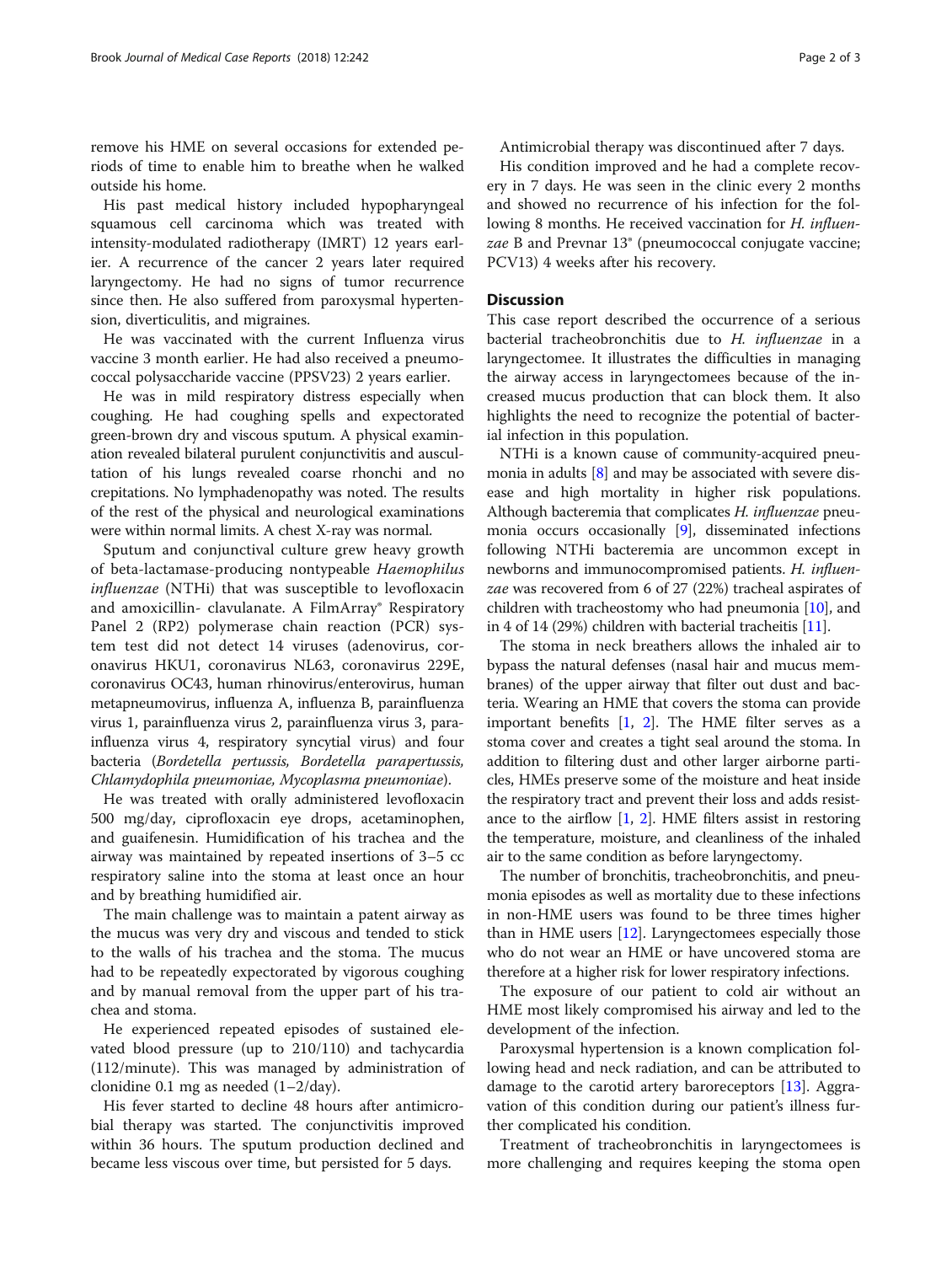remove his HME on several occasions for extended periods of time to enable him to breathe when he walked outside his home.

His past medical history included hypopharyngeal squamous cell carcinoma which was treated with intensity-modulated radiotherapy (IMRT) 12 years earlier. A recurrence of the cancer 2 years later required laryngectomy. He had no signs of tumor recurrence since then. He also suffered from paroxysmal hypertension, diverticulitis, and migraines.

He was vaccinated with the current Influenza virus vaccine 3 month earlier. He had also received a pneumococcal polysaccharide vaccine (PPSV23) 2 years earlier.

He was in mild respiratory distress especially when coughing. He had coughing spells and expectorated green-brown dry and viscous sputum. A physical examination revealed bilateral purulent conjunctivitis and auscultation of his lungs revealed coarse rhonchi and no crepitations. No lymphadenopathy was noted. The results of the rest of the physical and neurological examinations were within normal limits. A chest X-ray was normal.

Sputum and conjunctival culture grew heavy growth of beta-lactamase-producing nontypeable *Haemophilus influenzae* (NTHi) that was susceptible to levofloxacin and amoxicillin- clavulanate. A FilmArray® Respiratory Panel 2 (RP2) polymerase chain reaction (PCR) system test did not detect 14 viruses (adenovirus, coronavirus HKU1, coronavirus NL63, coronavirus 229E, coronavirus OC43, human rhinovirus/enterovirus, human metapneumovirus, influenza A, influenza B, parainfluenza virus 1, parainfluenza virus 2, parainfluenza virus 3, parainfluenza virus 4, respiratory syncytial virus) and four bacteria (*Bordetella pertussis, Bordetella parapertussis, Chlamydophila pneumoniae, Mycoplasma pneumoniae*).

He was treated with orally administered levofloxacin 500 mg/day, ciprofloxacin eye drops, acetaminophen, and guaifenesin. Humidification of his trachea and the airway was maintained by repeated insertions of 3–5 cc respiratory saline into the stoma at least once an hour and by breathing humidified air.

The main challenge was to maintain a patent airway as the mucus was very dry and viscous and tended to stick to the walls of his trachea and the stoma. The mucus had to be repeatedly expectorated by vigorous coughing and by manual removal from the upper part of his trachea and stoma.

He experienced repeated episodes of sustained elevated blood pressure (up to 210/110) and tachycardia (112/minute). This was managed by administration of clonidine 0.1 mg as needed (1–2/day).

His fever started to decline 48 hours after antimicrobial therapy was started. The conjunctivitis improved within 36 hours. The sputum production declined and became less viscous over time, but persisted for 5 days.

Antimicrobial therapy was discontinued after 7 days.

His condition improved and he had a complete recovery in 7 days. He was seen in the clinic every 2 months and showed no recurrence of his infection for the following 8 months. He received vaccination for *H. influenzae* B and Prevnar 13® (pneumococcal conjugate vaccine; PCV13) 4 weeks after his recovery.

## Discussion

This case report described the occurrence of a serious bacterial tracheobronchitis due to *H. influenzae* in a laryngectomee. It illustrates the difficulties in managing the airway access in laryngectomees because of the increased mucus production that can block them. It also highlights the need to recognize the potential of bacterial infection in this population.

NTHi is a known cause of community-acquired pneumonia in adults [8] and may be associated with severe disease and high mortality in higher risk populations. Although bacteremia that complicates *H. influenzae* pneumonia occurs occasionally [9], disseminated infections following NTHi bacteremia are uncommon except in newborns and immunocompromised patients. *H. influenzae* was recovered from 6 of 27 (22%) tracheal aspirates of children with tracheostomy who had pneumonia [10], and in 4 of 14 (29%) children with bacterial tracheitis [11].

The stoma in neck breathers allows the inhaled air to bypass the natural defenses (nasal hair and mucus membranes) of the upper airway that filter out dust and bacteria. Wearing an HME that covers the stoma can provide important benefits [1, 2]. The HME filter serves as a stoma cover and creates a tight seal around the stoma. In addition to filtering dust and other larger airborne particles, HMEs preserve some of the moisture and heat inside the respiratory tract and prevent their loss and adds resistance to the airflow [1, 2]. HME filters assist in restoring the temperature, moisture, and cleanliness of the inhaled air to the same condition as before laryngectomy.

The number of bronchitis, tracheobronchitis, and pneumonia episodes as well as mortality due to these infections in non-HME users was found to be three times higher than in HME users [12]. Laryngectomees especially those who do not wear an HME or have uncovered stoma are therefore at a higher risk for lower respiratory infections.

The exposure of our patient to cold air without an HME most likely compromised his airway and led to the development of the infection.

Paroxysmal hypertension is a known complication following head and neck radiation, and can be attributed to damage to the carotid artery baroreceptors [13]. Aggravation of this condition during our patient's illness further complicated his condition.

Treatment of tracheobronchitis in laryngectomees is more challenging and requires keeping the stoma open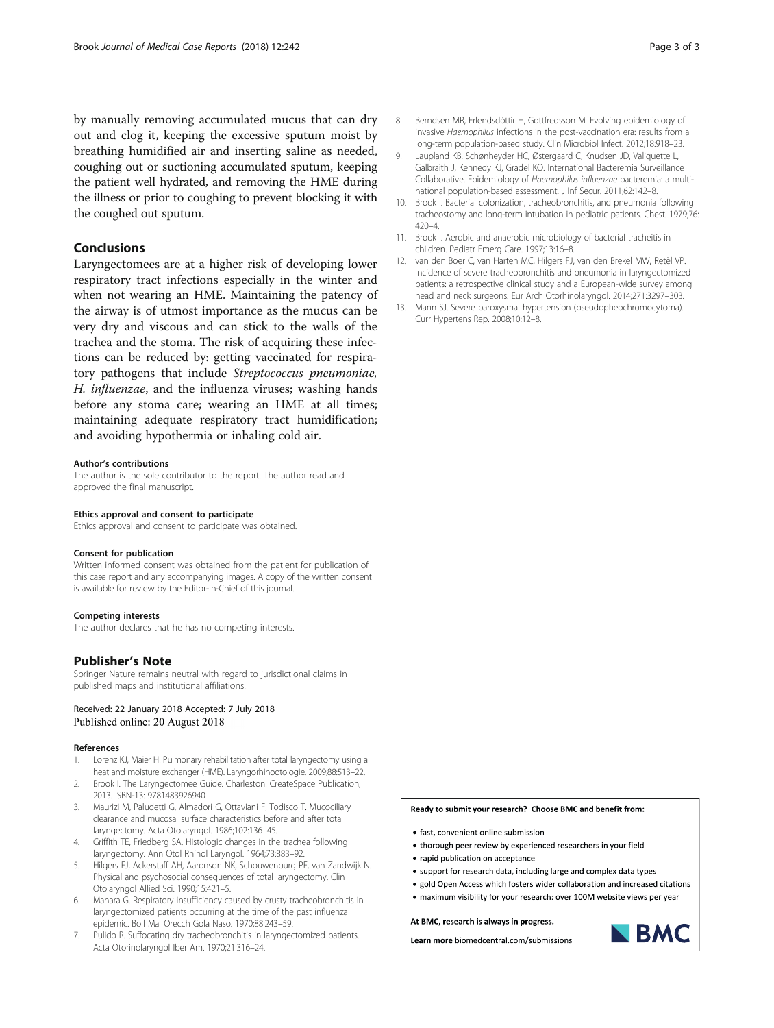by manually removing accumulated mucus that can dry out and clog it, keeping the excessive sputum moist by breathing humidified air and inserting saline as needed, coughing out or suctioning accumulated sputum, keeping the patient well hydrated, and removing the HME during the illness or prior to coughing to prevent blocking it with the coughed out sputum.

## Conclusions

Laryngectomees are at a higher risk of developing lower respiratory tract infections especially in the winter and when not wearing an HME. Maintaining the patency of the airway is of utmost importance as the mucus can be very dry and viscous and can stick to the walls of the trachea and the stoma. The risk of acquiring these infections can be reduced by: getting vaccinated for respiratory pathogens that include *Streptococcus pneumoniae, H. influenzae*, and the influenza viruses; washing hands before any stoma care; wearing an HME at all times; maintaining adequate respiratory tract humidification; and avoiding hypothermia or inhaling cold air.

#### Author's contributions

The author is the sole contributor to the report. The author read and approved the final manuscript.

#### Ethics approval and consent to participate

Ethics approval and consent to participate was obtained.

#### Consent for publication

Written informed consent was obtained from the patient for publication of this case report and any accompanying images. A copy of the written consent is available for review by the Editor-in-Chief of this journal.

#### Competing interests

The author declares that he has no competing interests.

## Publisher's Note

Springer Nature remains neutral with regard to jurisdictional claims in published maps and institutional affiliations.

Received: 22 January 2018 Accepted: 7 July 2018
Published online: 20 August 2018

#### References

1. Lorenz KJ, Maier H. Pulmonary rehabilitation after total laryngectomy using a heat and moisture exchanger (HME). Laryngorhinootologie. 2009;88:513–22.
2. Brook I. The Laryngectomee Guide. Charleston: CreateSpace Publication; 2013. ISBN-13: 9781483926940
3. Maurizi M, Paludetti G, Almadori G, Ottaviani F, Todisco T. Mucociliary clearance and mucosal surface characteristics before and after total laryngectomy. Acta Otolaryngol. 1986;102:136–45.
4. Griffith TE, Friedberg SA. Histologic changes in the trachea following laryngectomy. Ann Otol Rhinol Laryngol. 1964;73:883–92.
5. Hilgers FJ, Ackerstaff AH, Aaronson NK, Schouwenburg PF, van Zandwijk N. Physical and psychosocial consequences of total laryngectomy. Clin Otolaryngol Allied Sci. 1990;15:421–5.
6. Manara G. Respiratory insufficiency caused by crusty tracheobronchitis in laryngectomized patients occurring at the time of the past influenza epidemic. Boll Mal Orecch Gola Naso. 1970;88:243–59.
7. Pulido R. Suffocating dry tracheobronchitis in laryngectomized patients. Acta Otorinolaryngol Iber Am. 1970;21:316–24.
8. Berndsen MR, Erlendsdóttir H, Gottfredsson M. Evolving epidemiology of invasive *Haemophilus* infections in the post-vaccination era: results from a long-term population-based study. Clin Microbiol Infect. 2012;18:918–23.
9. Laupland KB, Schønheyder HC, Østergaard C, Knudsen JD, Valiquette L, Galbraith J, Kennedy KJ, Gradel KO. International Bacteremia Surveillance Collaborative. Epidemiology of *Haemophilus influenzae* bacteremia: a multi-national population-based assessment. J Inf Secur. 2011;62:142–8.
10. Brook I. Bacterial colonization, tracheobronchitis, and pneumonia following tracheostomy and long-term intubation in pediatric patients. Chest. 1979;76:420–4.
11. Brook I. Aerobic and anaerobic microbiology of bacterial tracheitis in children. Pediatr Emerg Care. 1997;13:16–8.
12. van den Boer C, van Harten MC, Hilgers FJ, van den Brekel MW, Retèl VP. Incidence of severe tracheobronchitis and pneumonia in laryngectomized patients: a retrospective clinical study and a European-wide survey among head and neck surgeons. Eur Arch Otorhinolaryngol. 2014;271:3297–303.
13. Mann SJ. Severe paroxysmal hypertension (pseudopheochromocytoma). Curr Hypertens Rep. 2008;10:12–8.

**Ready to submit your research? Choose BMC and benefit from:**

- fast, convenient online submission
- thorough peer review by experienced researchers in your field
- rapid publication on acceptance
- support for research data, including large and complex data types
- gold Open Access which fosters wider collaboration and increased citations
- maximum visibility for your research: over 100M website views per year

**At BMC, research is always in progress.**

**Learn more** biomedcentral.com/submissions

BMC